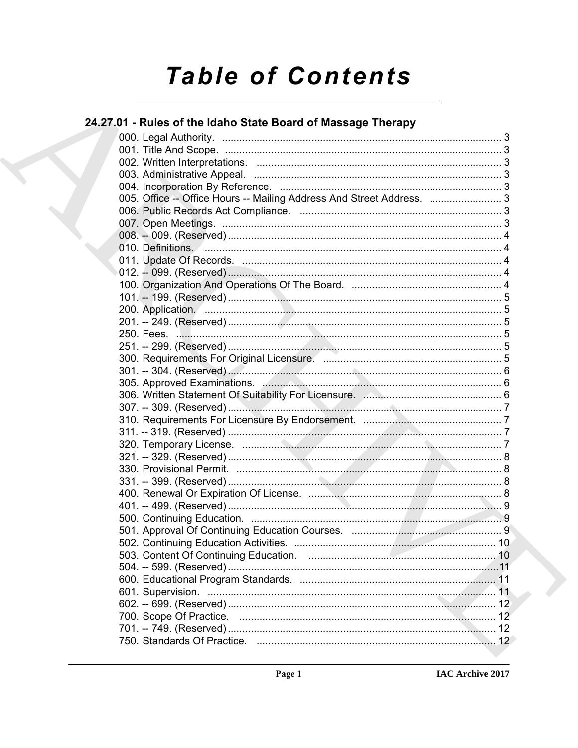# Table of Contents

## 24.27.01 - Rules of the Idaho State Board of Massage Therapy

000. Legal Authority. ... 3
001. Title And Scope. ... 3
002. Written Interpretations. ... 3
003. Administrative Appeal. ... 3
004. Incorporation By Reference. ... 3
005. Office -- Office Hours -- Mailing Address And Street Address. ... 3
006. Public Records Act Compliance. ... 3
007. Open Meetings. ... 3
008. -- 009. (Reserved) ... 4
010. Definitions. ... 4
011. Update Of Records. ... 4
012. -- 099. (Reserved) ... 4
100. Organization And Operations Of The Board. ... 4
101. -- 199. (Reserved) ... 5
200. Application. ... 5
201. -- 249. (Reserved) ... 5
250. Fees. ... 5
251. -- 299. (Reserved) ... 5
300. Requirements For Original Licensure. ... 5
301. -- 304. (Reserved) ... 6
305. Approved Examinations. ... 6
306. Written Statement Of Suitability For Licensure. ... 6
307. -- 309. (Reserved) ... 7
310. Requirements For Licensure By Endorsement. ... 7
311. -- 319. (Reserved) ... 7
320. Temporary License. ... 7
321. -- 329. (Reserved) ... 8
330. Provisional Permit. ... 8
331. -- 399. (Reserved) ... 8
400. Renewal Or Expiration Of License. ... 8
401. -- 499. (Reserved) ... 9
500. Continuing Education. ... 9
501. Approval Of Continuing Education Courses. ... 9
502. Continuing Education Activities. ... 10
503. Content Of Continuing Education. ... 10
504. -- 599. (Reserved) ... 11
600. Educational Program Standards. ... 11
601. Supervision. ... 11
602. -- 699. (Reserved) ... 12
700. Scope Of Practice. ... 12
701. -- 749. (Reserved) ... 12
750. Standards Of Practice. ... 12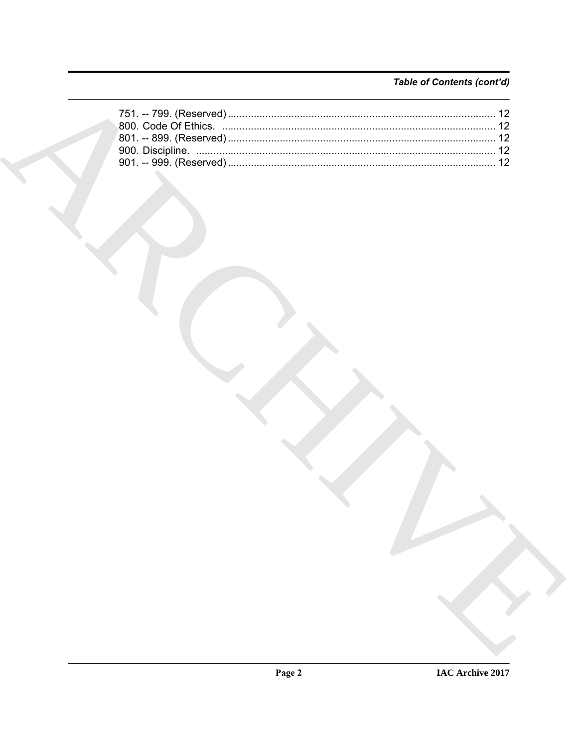*Table of Contents (cont'd)*

751. -- 799. (Reserved) ............................................................................................ 12
800. Code Of Ethics. ............................................................................................ 12
801. -- 899. (Reserved) ............................................................................................ 12
900. Discipline. ............................................................................................ 12
901. -- 999. (Reserved) ............................................................................................ 12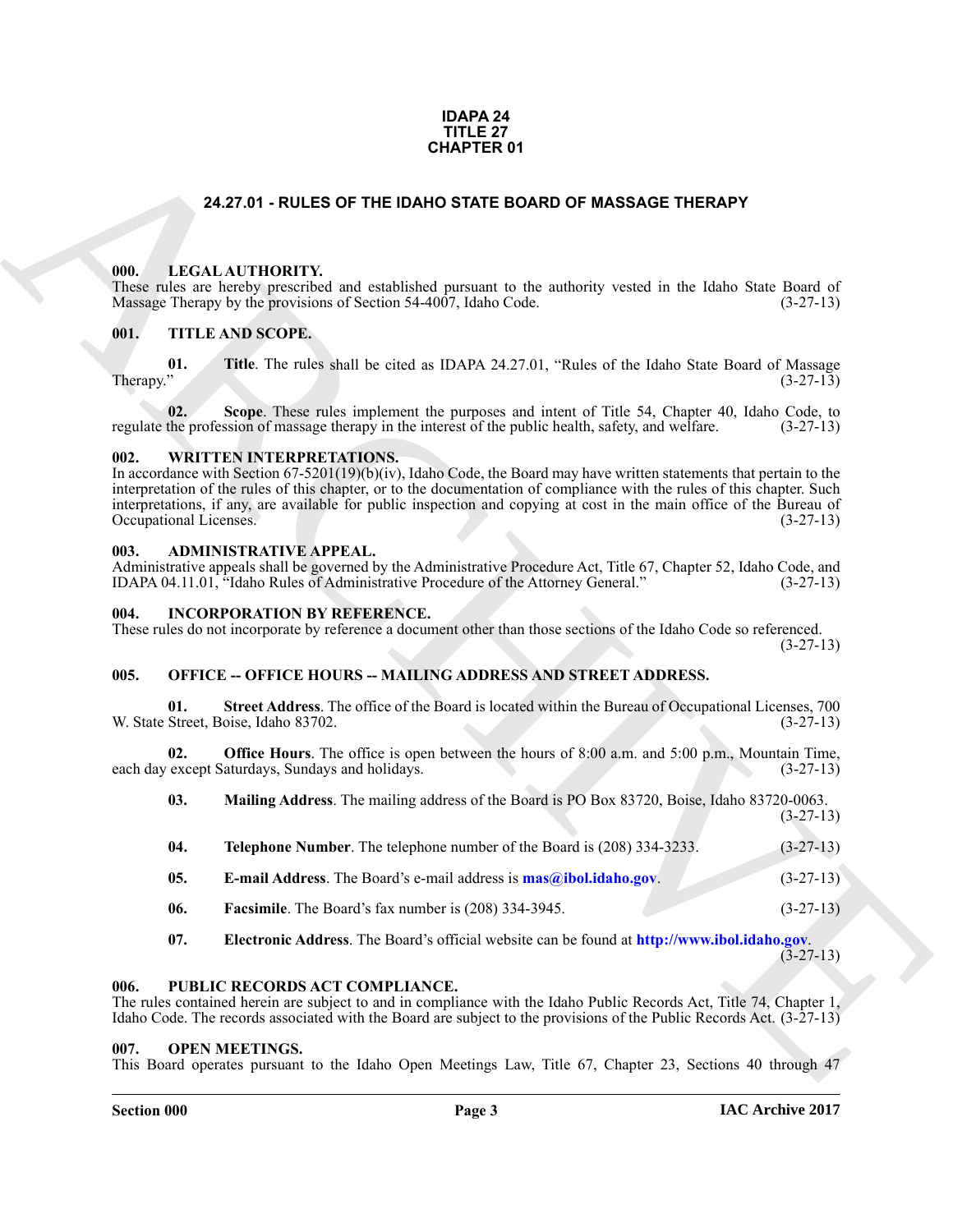**IDAPA 24**
**TITLE 27**
**CHAPTER 01**

# 24.27.01 - RULES OF THE IDAHO STATE BOARD OF MASSAGE THERAPY

## 000. LEGAL AUTHORITY.

These rules are hereby prescribed and established pursuant to the authority vested in the Idaho State Board of Massage Therapy by the provisions of Section 54-4007, Idaho Code. (3-27-13)

## 001. TITLE AND SCOPE.

**01. Title**. The rules shall be cited as IDAPA 24.27.01, "Rules of the Idaho State Board of Massage Therapy." (3-27-13)

**02. Scope**. These rules implement the purposes and intent of Title 54, Chapter 40, Idaho Code, to regulate the profession of massage therapy in the interest of the public health, safety, and welfare. (3-27-13)

## 002. WRITTEN INTERPRETATIONS.

In accordance with Section 67-5201(19)(b)(iv), Idaho Code, the Board may have written statements that pertain to the interpretation of the rules of this chapter, or to the documentation of compliance with the rules of this chapter. Such interpretations, if any, are available for public inspection and copying at cost in the main office of the Bureau of Occupational Licenses. (3-27-13)

## 003. ADMINISTRATIVE APPEAL.

Administrative appeals shall be governed by the Administrative Procedure Act, Title 67, Chapter 52, Idaho Code, and IDAPA 04.11.01, "Idaho Rules of Administrative Procedure of the Attorney General." (3-27-13)

## 004. INCORPORATION BY REFERENCE.

These rules do not incorporate by reference a document other than those sections of the Idaho Code so referenced. (3-27-13)

## 005. OFFICE -- OFFICE HOURS -- MAILING ADDRESS AND STREET ADDRESS.

**01. Street Address**. The office of the Board is located within the Bureau of Occupational Licenses, 700 W. State Street, Boise, Idaho 83702. (3-27-13)

**02. Office Hours**. The office is open between the hours of 8:00 a.m. and 5:00 p.m., Mountain Time, each day except Saturdays, Sundays and holidays. (3-27-13)

**03. Mailing Address**. The mailing address of the Board is PO Box 83720, Boise, Idaho 83720-0063. (3-27-13)

**04. Telephone Number**. The telephone number of the Board is (208) 334-3233. (3-27-13)

**05. E-mail Address**. The Board's e-mail address is **mas@ibol.idaho.gov**. (3-27-13)

**06. Facsimile**. The Board's fax number is (208) 334-3945. (3-27-13)

**07. Electronic Address**. The Board's official website can be found at **http://www.ibol.idaho.gov**. (3-27-13)

## 006. PUBLIC RECORDS ACT COMPLIANCE.

The rules contained herein are subject to and in compliance with the Idaho Public Records Act, Title 74, Chapter 1, Idaho Code. The records associated with the Board are subject to the provisions of the Public Records Act. (3-27-13)

## 007. OPEN MEETINGS.

This Board operates pursuant to the Idaho Open Meetings Law, Title 67, Chapter 23, Sections 40 through 47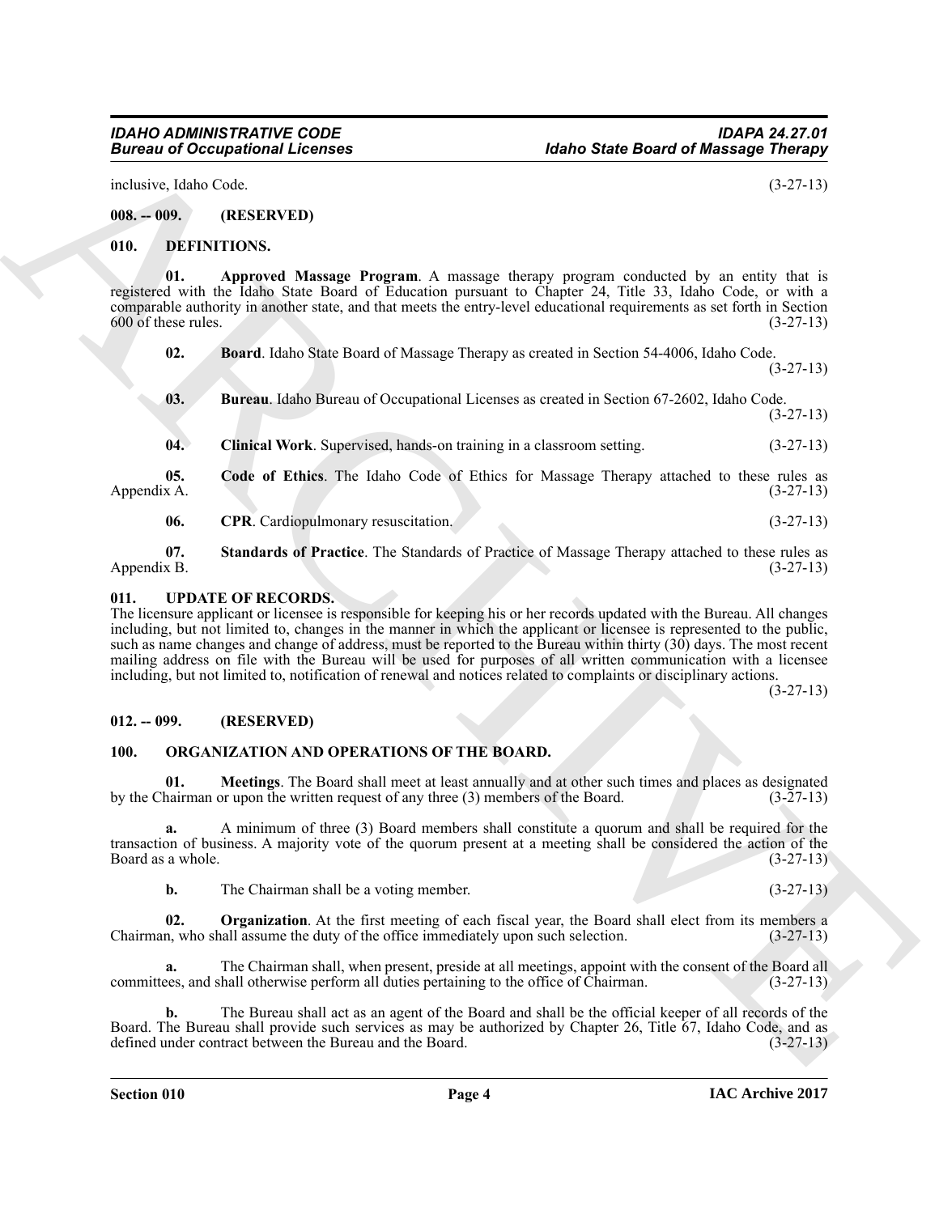inclusive, Idaho Code. (3-27-13)

**008. -- 009. (RESERVED)**

**010. DEFINITIONS.**

**01. Approved Massage Program**. A massage therapy program conducted by an entity that is registered with the Idaho State Board of Education pursuant to Chapter 24, Title 33, Idaho Code, or with a comparable authority in another state, and that meets the entry-level educational requirements as set forth in Section 600 of these rules. (3-27-13)

**02. Board**. Idaho State Board of Massage Therapy as created in Section 54-4006, Idaho Code. (3-27-13)

**03. Bureau**. Idaho Bureau of Occupational Licenses as created in Section 67-2602, Idaho Code. (3-27-13)

**04. Clinical Work**. Supervised, hands-on training in a classroom setting. (3-27-13)

**05. Code of Ethics**. The Idaho Code of Ethics for Massage Therapy attached to these rules as Appendix A. (3-27-13)

**06. CPR**. Cardiopulmonary resuscitation. (3-27-13)

**07. Standards of Practice**. The Standards of Practice of Massage Therapy attached to these rules as Appendix B. (3-27-13)

**011. UPDATE OF RECORDS.**

The licensure applicant or licensee is responsible for keeping his or her records updated with the Bureau. All changes including, but not limited to, changes in the manner in which the applicant or licensee is represented to the public, such as name changes and change of address, must be reported to the Bureau within thirty (30) days. The most recent mailing address on file with the Bureau will be used for purposes of all written communication with a licensee including, but not limited to, notification of renewal and notices related to complaints or disciplinary actions. (3-27-13)

**012. -- 099. (RESERVED)**

**100. ORGANIZATION AND OPERATIONS OF THE BOARD.**

**01. Meetings**. The Board shall meet at least annually and at other such times and places as designated by the Chairman or upon the written request of any three (3) members of the Board. (3-27-13)

**a.** A minimum of three (3) Board members shall constitute a quorum and shall be required for the transaction of business. A majority vote of the quorum present at a meeting shall be considered the action of the Board as a whole. (3-27-13)

**b.** The Chairman shall be a voting member. (3-27-13)

**02. Organization**. At the first meeting of each fiscal year, the Board shall elect from its members a Chairman, who shall assume the duty of the office immediately upon such selection. (3-27-13)

**a.** The Chairman shall, when present, preside at all meetings, appoint with the consent of the Board all committees, and shall otherwise perform all duties pertaining to the office of Chairman. (3-27-13)

**b.** The Bureau shall act as an agent of the Board and shall be the official keeper of all records of the Board. The Bureau shall provide such services as may be authorized by Chapter 26, Title 67, Idaho Code, and as defined under contract between the Bureau and the Board. (3-27-13)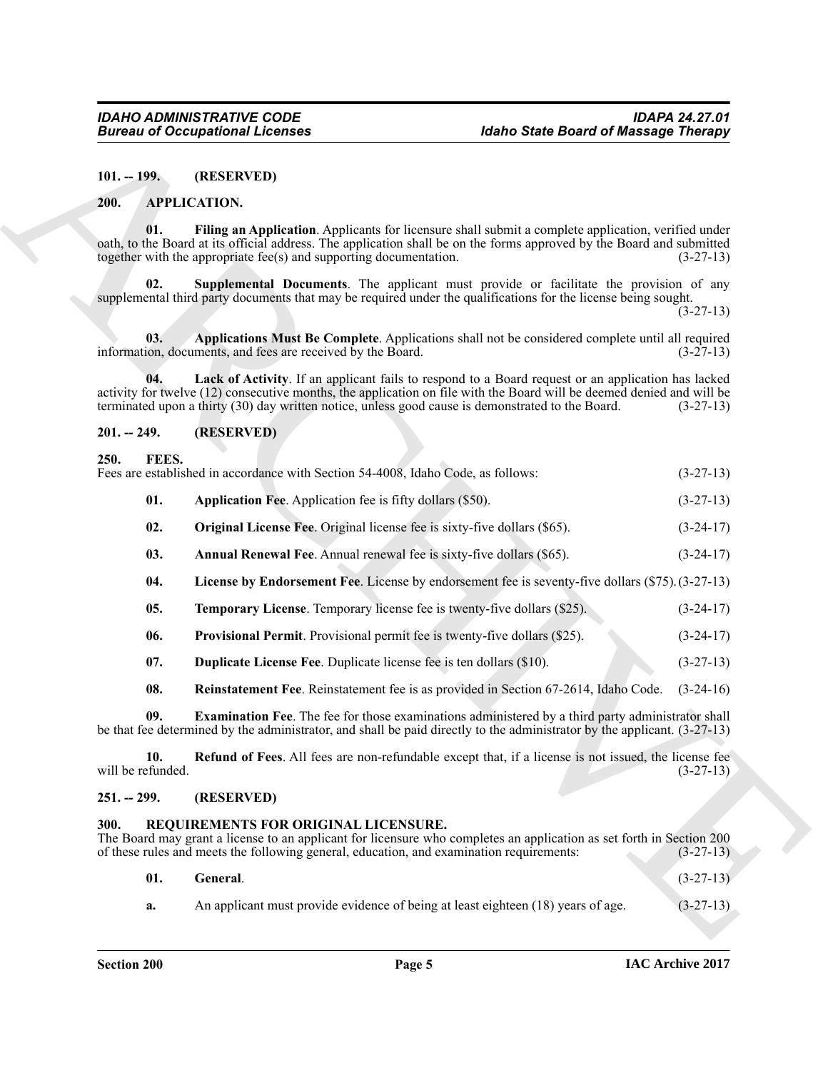**101. -- 199. (RESERVED)**

**200. APPLICATION.**

**01. Filing an Application**. Applicants for licensure shall submit a complete application, verified under oath, to the Board at its official address. The application shall be on the forms approved by the Board and submitted together with the appropriate fee(s) and supporting documentation. (3-27-13)

**02. Supplemental Documents**. The applicant must provide or facilitate the provision of any supplemental third party documents that may be required under the qualifications for the license being sought. (3-27-13)

**03. Applications Must Be Complete**. Applications shall not be considered complete until all required information, documents, and fees are received by the Board. (3-27-13)

**04. Lack of Activity**. If an applicant fails to respond to a Board request or an application has lacked activity for twelve (12) consecutive months, the application on file with the Board will be deemed denied and will be terminated upon a thirty (30) day written notice, unless good cause is demonstrated to the Board. (3-27-13)

**201. -- 249. (RESERVED)**

**250. FEES.**

Fees are established in accordance with Section 54-4008, Idaho Code, as follows: (3-27-13)

**01. Application Fee**. Application fee is fifty dollars ($50). (3-27-13)

**02. Original License Fee**. Original license fee is sixty-five dollars ($65). (3-24-17)

**03. Annual Renewal Fee**. Annual renewal fee is sixty-five dollars ($65). (3-24-17)

**04. License by Endorsement Fee**. License by endorsement fee is seventy-five dollars ($75). (3-27-13)

**05. Temporary License**. Temporary license fee is twenty-five dollars ($25). (3-24-17)

**06. Provisional Permit**. Provisional permit fee is twenty-five dollars ($25). (3-24-17)

**07. Duplicate License Fee**. Duplicate license fee is ten dollars ($10). (3-27-13)

**08. Reinstatement Fee**. Reinstatement fee is as provided in Section 67-2614, Idaho Code. (3-24-16)

**09. Examination Fee**. The fee for those examinations administered by a third party administrator shall be that fee determined by the administrator, and shall be paid directly to the administrator by the applicant. (3-27-13)

**10. Refund of Fees**. All fees are non-refundable except that, if a license is not issued, the license fee will be refunded. (3-27-13)

**251. -- 299. (RESERVED)**

**300. REQUIREMENTS FOR ORIGINAL LICENSURE.**

The Board may grant a license to an applicant for licensure who completes an application as set forth in Section 200 of these rules and meets the following general, education, and examination requirements: (3-27-13)

**01. General**. (3-27-13)

**a.** An applicant must provide evidence of being at least eighteen (18) years of age. (3-27-13)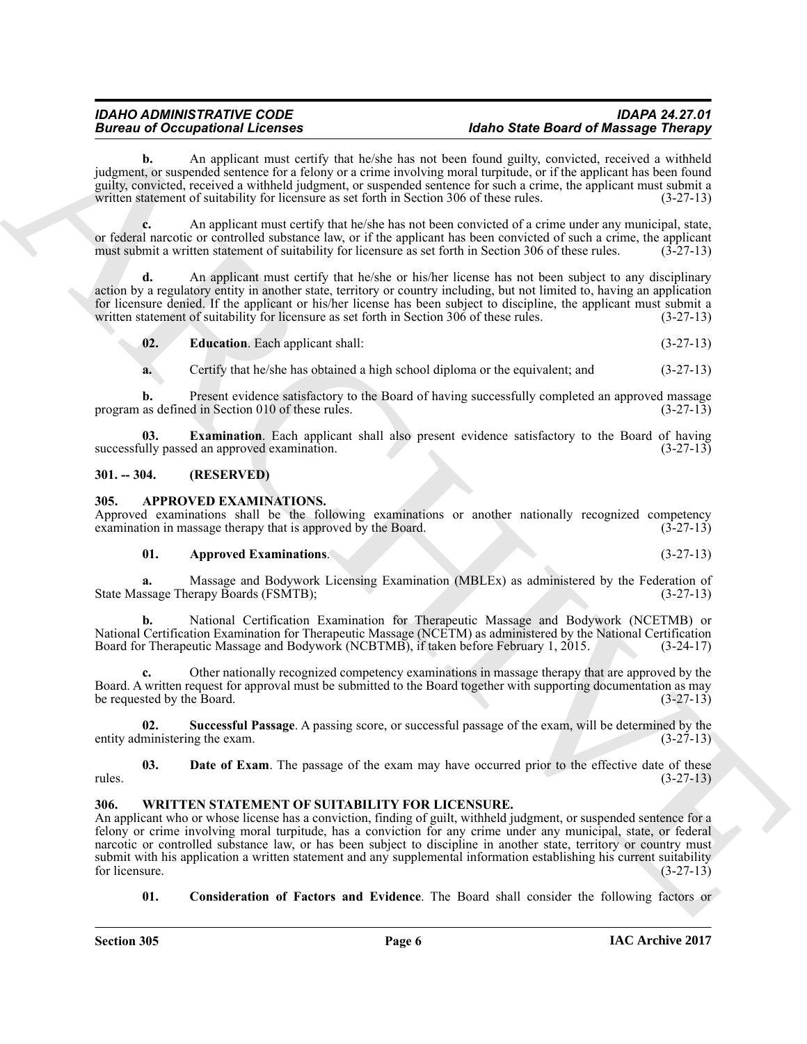**b.** An applicant must certify that he/she has not been found guilty, convicted, received a withheld judgment, or suspended sentence for a felony or a crime involving moral turpitude, or if the applicant has been found guilty, convicted, received a withheld judgment, or suspended sentence for such a crime, the applicant must submit a written statement of suitability for licensure as set forth in Section 306 of these rules. (3-27-13)

**c.** An applicant must certify that he/she has not been convicted of a crime under any municipal, state, or federal narcotic or controlled substance law, or if the applicant has been convicted of such a crime, the applicant must submit a written statement of suitability for licensure as set forth in Section 306 of these rules. (3-27-13)

**d.** An applicant must certify that he/she or his/her license has not been subject to any disciplinary action by a regulatory entity in another state, territory or country including, but not limited to, having an application for licensure denied. If the applicant or his/her license has been subject to discipline, the applicant must submit a written statement of suitability for licensure as set forth in Section 306 of these rules. (3-27-13)

**02. Education**. Each applicant shall: (3-27-13)

**a.** Certify that he/she has obtained a high school diploma or the equivalent; and (3-27-13)

**b.** Present evidence satisfactory to the Board of having successfully completed an approved massage program as defined in Section 010 of these rules. (3-27-13)

**03. Examination**. Each applicant shall also present evidence satisfactory to the Board of having successfully passed an approved examination. (3-27-13)

## 301. -- 304. (RESERVED)

## 305. APPROVED EXAMINATIONS.

Approved examinations shall be the following examinations or another nationally recognized competency examination in massage therapy that is approved by the Board. (3-27-13)

**01. Approved Examinations**. (3-27-13)

**a.** Massage and Bodywork Licensing Examination (MBLEx) as administered by the Federation of State Massage Therapy Boards (FSMTB); (3-27-13)

**b.** National Certification Examination for Therapeutic Massage and Bodywork (NCETMB) or National Certification Examination for Therapeutic Massage (NCETM) as administered by the National Certification Board for Therapeutic Massage and Bodywork (NCBTMB), if taken before February 1, 2015. (3-24-17)

**c.** Other nationally recognized competency examinations in massage therapy that are approved by the Board. A written request for approval must be submitted to the Board together with supporting documentation as may be requested by the Board. (3-27-13)

**02. Successful Passage**. A passing score, or successful passage of the exam, will be determined by the entity administering the exam. (3-27-13)

**03. Date of Exam**. The passage of the exam may have occurred prior to the effective date of these rules. (3-27-13)

## 306. WRITTEN STATEMENT OF SUITABILITY FOR LICENSURE.

An applicant who or whose license has a conviction, finding of guilt, withheld judgment, or suspended sentence for a felony or crime involving moral turpitude, has a conviction for any crime under any municipal, state, or federal narcotic or controlled substance law, or has been subject to discipline in another state, territory or country must submit with his application a written statement and any supplemental information establishing his current suitability for licensure. (3-27-13)

**01. Consideration of Factors and Evidence**. The Board shall consider the following factors or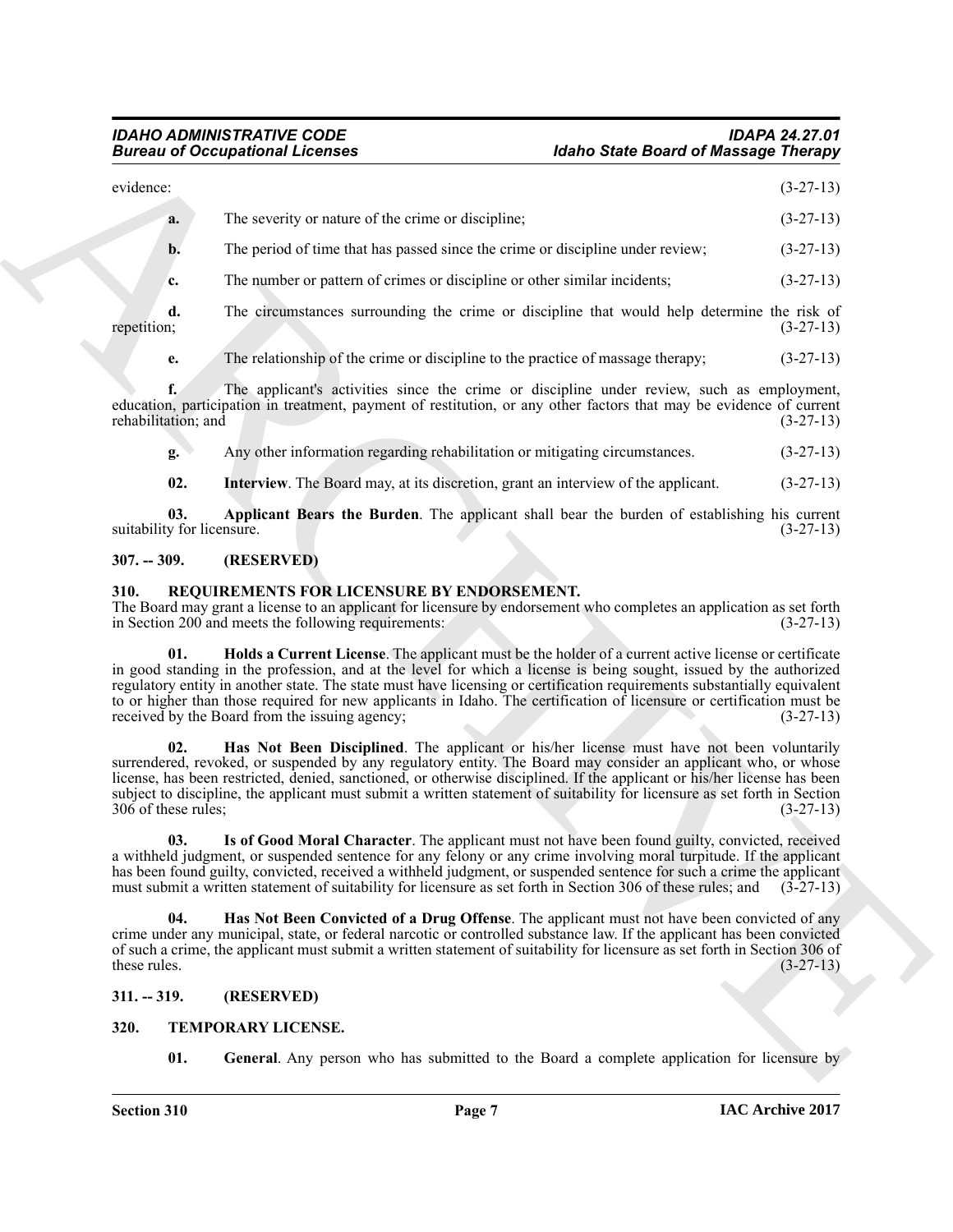evidence: (3-27-13)

**a.** The severity or nature of the crime or discipline; (3-27-13)

**b.** The period of time that has passed since the crime or discipline under review; (3-27-13)

**c.** The number or pattern of crimes or discipline or other similar incidents; (3-27-13)

**d.** The circumstances surrounding the crime or discipline that would help determine the risk of repetition; (3-27-13)

**e.** The relationship of the crime or discipline to the practice of massage therapy; (3-27-13)

**f.** The applicant's activities since the crime or discipline under review, such as employment, education, participation in treatment, payment of restitution, or any other factors that may be evidence of current rehabilitation; and (3-27-13)

**g.** Any other information regarding rehabilitation or mitigating circumstances. (3-27-13)

**02. Interview**. The Board may, at its discretion, grant an interview of the applicant. (3-27-13)

**03. Applicant Bears the Burden**. The applicant shall bear the burden of establishing his current suitability for licensure. (3-27-13)

**307. -- 309. (RESERVED)**

**310. REQUIREMENTS FOR LICENSURE BY ENDORSEMENT.**

The Board may grant a license to an applicant for licensure by endorsement who completes an application as set forth in Section 200 and meets the following requirements: (3-27-13)

**01. Holds a Current License**. The applicant must be the holder of a current active license or certificate in good standing in the profession, and at the level for which a license is being sought, issued by the authorized regulatory entity in another state. The state must have licensing or certification requirements substantially equivalent to or higher than those required for new applicants in Idaho. The certification of licensure or certification must be received by the Board from the issuing agency; (3-27-13)

**02. Has Not Been Disciplined**. The applicant or his/her license must have not been voluntarily surrendered, revoked, or suspended by any regulatory entity. The Board may consider an applicant who, or whose license, has been restricted, denied, sanctioned, or otherwise disciplined. If the applicant or his/her license has been subject to discipline, the applicant must submit a written statement of suitability for licensure as set forth in Section 306 of these rules; (3-27-13)

**03. Is of Good Moral Character**. The applicant must not have been found guilty, convicted, received a withheld judgment, or suspended sentence for any felony or any crime involving moral turpitude. If the applicant has been found guilty, convicted, received a withheld judgment, or suspended sentence for such a crime the applicant must submit a written statement of suitability for licensure as set forth in Section 306 of these rules; and (3-27-13)

**04. Has Not Been Convicted of a Drug Offense**. The applicant must not have been convicted of any crime under any municipal, state, or federal narcotic or controlled substance law. If the applicant has been convicted of such a crime, the applicant must submit a written statement of suitability for licensure as set forth in Section 306 of these rules. (3-27-13)

**311. -- 319. (RESERVED)**

**320. TEMPORARY LICENSE.**

**01. General**. Any person who has submitted to the Board a complete application for licensure by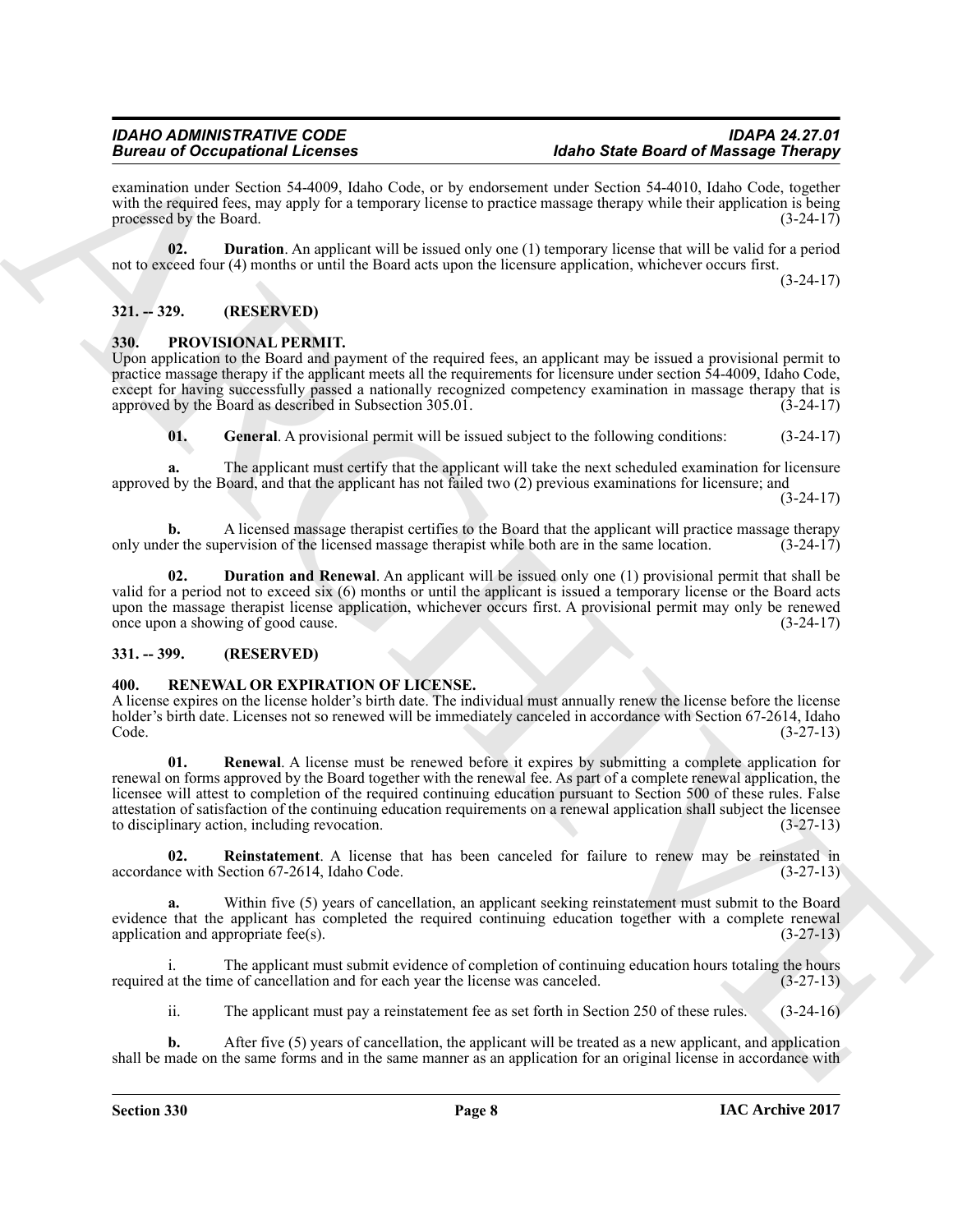examination under Section 54-4009, Idaho Code, or by endorsement under Section 54-4010, Idaho Code, together with the required fees, may apply for a temporary license to practice massage therapy while their application is being processed by the Board. (3-24-17)

**02. Duration**. An applicant will be issued only one (1) temporary license that will be valid for a period not to exceed four (4) months or until the Board acts upon the licensure application, whichever occurs first. (3-24-17)

## 321. -- 329. (RESERVED)

## 330. PROVISIONAL PERMIT.

Upon application to the Board and payment of the required fees, an applicant may be issued a provisional permit to practice massage therapy if the applicant meets all the requirements for licensure under section 54-4009, Idaho Code, except for having successfully passed a nationally recognized competency examination in massage therapy that is approved by the Board as described in Subsection 305.01. (3-24-17)

**01. General**. A provisional permit will be issued subject to the following conditions: (3-24-17)

**a.** The applicant must certify that the applicant will take the next scheduled examination for licensure approved by the Board, and that the applicant has not failed two (2) previous examinations for licensure; and (3-24-17)

**b.** A licensed massage therapist certifies to the Board that the applicant will practice massage therapy only under the supervision of the licensed massage therapist while both are in the same location. (3-24-17)

**02. Duration and Renewal**. An applicant will be issued only one (1) provisional permit that shall be valid for a period not to exceed six (6) months or until the applicant is issued a temporary license or the Board acts upon the massage therapist license application, whichever occurs first. A provisional permit may only be renewed once upon a showing of good cause. (3-24-17)

## 331. -- 399. (RESERVED)

## 400. RENEWAL OR EXPIRATION OF LICENSE.

A license expires on the license holder's birth date. The individual must annually renew the license before the license holder's birth date. Licenses not so renewed will be immediately canceled in accordance with Section 67-2614, Idaho Code. (3-27-13)

**01. Renewal**. A license must be renewed before it expires by submitting a complete application for renewal on forms approved by the Board together with the renewal fee. As part of a complete renewal application, the licensee will attest to completion of the required continuing education pursuant to Section 500 of these rules. False attestation of satisfaction of the continuing education requirements on a renewal application shall subject the licensee to disciplinary action, including revocation. (3-27-13)

**02. Reinstatement**. A license that has been canceled for failure to renew may be reinstated in accordance with Section 67-2614, Idaho Code. (3-27-13)

**a.** Within five (5) years of cancellation, an applicant seeking reinstatement must submit to the Board evidence that the applicant has completed the required continuing education together with a complete renewal application and appropriate fee(s). (3-27-13)

i. The applicant must submit evidence of completion of continuing education hours totaling the hours required at the time of cancellation and for each year the license was canceled. (3-27-13)

ii. The applicant must pay a reinstatement fee as set forth in Section 250 of these rules. (3-24-16)

**b.** After five (5) years of cancellation, the applicant will be treated as a new applicant, and application shall be made on the same forms and in the same manner as an application for an original license in accordance with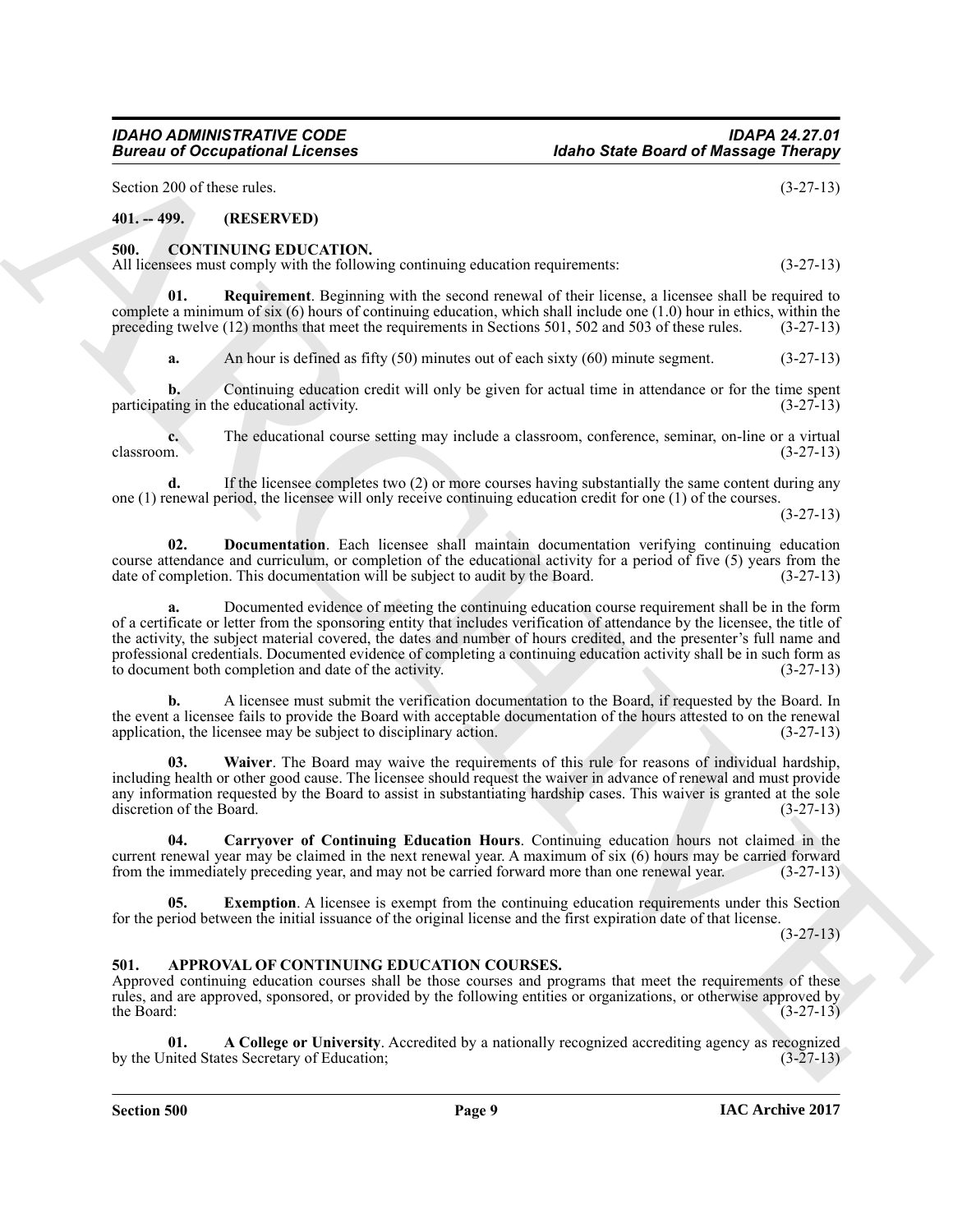Section 200 of these rules. (3-27-13)

### 401. -- 499. (RESERVED)

### 500. CONTINUING EDUCATION.

All licensees must comply with the following continuing education requirements: (3-27-13)

**01. Requirement**. Beginning with the second renewal of their license, a licensee shall be required to complete a minimum of six (6) hours of continuing education, which shall include one (1.0) hour in ethics, within the preceding twelve (12) months that meet the requirements in Sections 501, 502 and 503 of these rules. (3-27-13)

**a.** An hour is defined as fifty (50) minutes out of each sixty (60) minute segment. (3-27-13)

**b.** Continuing education credit will only be given for actual time in attendance or for the time spent participating in the educational activity. (3-27-13)

**c.** The educational course setting may include a classroom, conference, seminar, on-line or a virtual classroom. (3-27-13)

**d.** If the licensee completes two (2) or more courses having substantially the same content during any one (1) renewal period, the licensee will only receive continuing education credit for one (1) of the courses. (3-27-13)

**02. Documentation**. Each licensee shall maintain documentation verifying continuing education course attendance and curriculum, or completion of the educational activity for a period of five (5) years from the date of completion. This documentation will be subject to audit by the Board. (3-27-13)

**a.** Documented evidence of meeting the continuing education course requirement shall be in the form of a certificate or letter from the sponsoring entity that includes verification of attendance by the licensee, the title of the activity, the subject material covered, the dates and number of hours credited, and the presenter's full name and professional credentials. Documented evidence of completing a continuing education activity shall be in such form as to document both completion and date of the activity. (3-27-13)

**b.** A licensee must submit the verification documentation to the Board, if requested by the Board. In the event a licensee fails to provide the Board with acceptable documentation of the hours attested to on the renewal application, the licensee may be subject to disciplinary action. (3-27-13)

**03. Waiver**. The Board may waive the requirements of this rule for reasons of individual hardship, including health or other good cause. The licensee should request the waiver in advance of renewal and must provide any information requested by the Board to assist in substantiating hardship cases. This waiver is granted at the sole discretion of the Board. (3-27-13)

**04. Carryover of Continuing Education Hours**. Continuing education hours not claimed in the current renewal year may be claimed in the next renewal year. A maximum of six (6) hours may be carried forward from the immediately preceding year, and may not be carried forward more than one renewal year. (3-27-13)

**05. Exemption**. A licensee is exempt from the continuing education requirements under this Section for the period between the initial issuance of the original license and the first expiration date of that license. (3-27-13)

### 501. APPROVAL OF CONTINUING EDUCATION COURSES.

Approved continuing education courses shall be those courses and programs that meet the requirements of these rules, and are approved, sponsored, or provided by the following entities or organizations, or otherwise approved by the Board: (3-27-13)

**01. A College or University**. Accredited by a nationally recognized accrediting agency as recognized by the United States Secretary of Education; (3-27-13)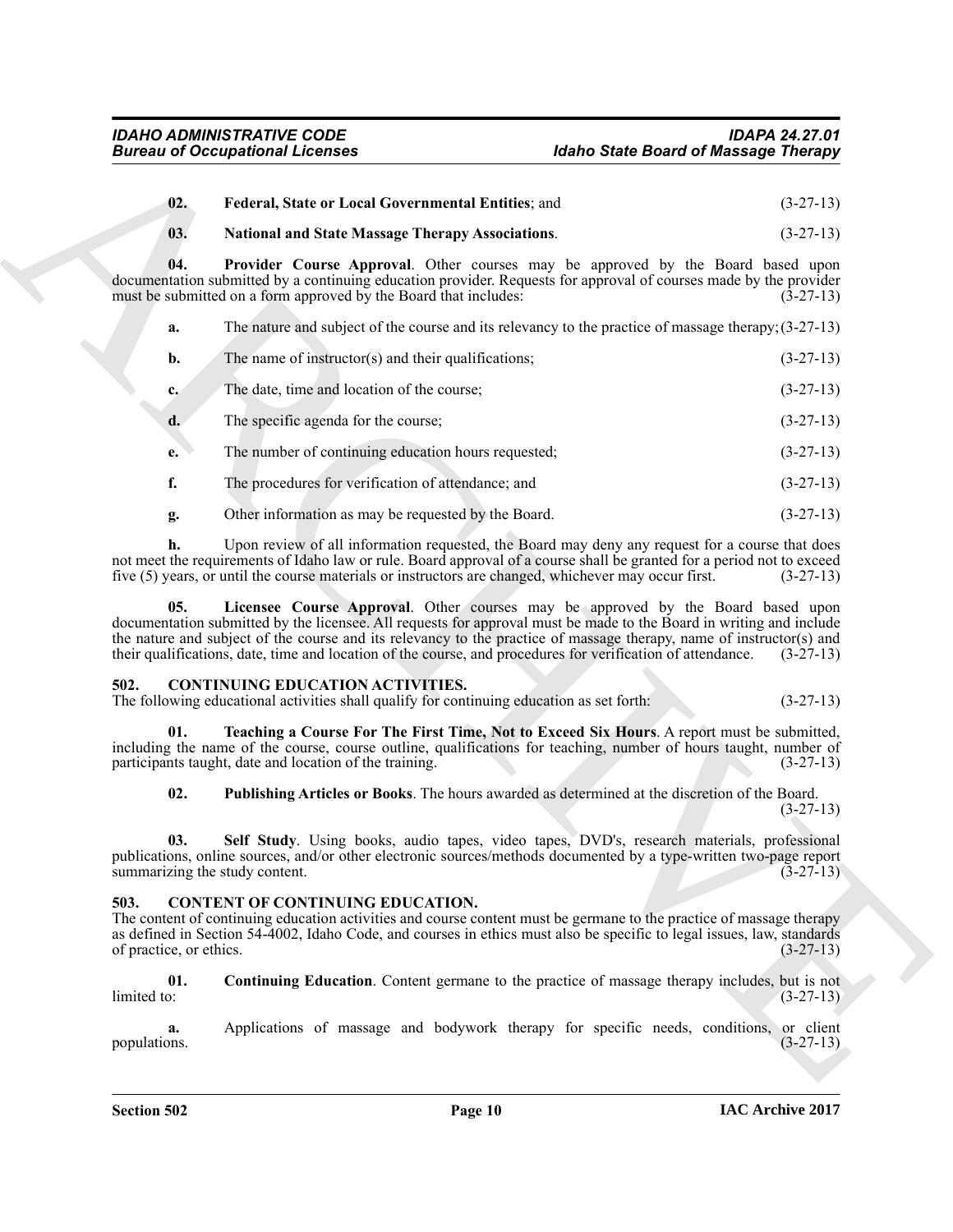**02. Federal, State or Local Governmental Entities**; and (3-27-13)

**03. National and State Massage Therapy Associations**. (3-27-13)

**04. Provider Course Approval**. Other courses may be approved by the Board based upon documentation submitted by a continuing education provider. Requests for approval of courses made by the provider must be submitted on a form approved by the Board that includes: (3-27-13)

**a.** The nature and subject of the course and its relevancy to the practice of massage therapy; (3-27-13)

**b.** The name of instructor(s) and their qualifications; (3-27-13)

**c.** The date, time and location of the course; (3-27-13)

**d.** The specific agenda for the course; (3-27-13)

**e.** The number of continuing education hours requested; (3-27-13)

**f.** The procedures for verification of attendance; and (3-27-13)

**g.** Other information as may be requested by the Board. (3-27-13)

**h.** Upon review of all information requested, the Board may deny any request for a course that does not meet the requirements of Idaho law or rule. Board approval of a course shall be granted for a period not to exceed five (5) years, or until the course materials or instructors are changed, whichever may occur first. (3-27-13)

**05. Licensee Course Approval**. Other courses may be approved by the Board based upon documentation submitted by the licensee. All requests for approval must be made to the Board in writing and include the nature and subject of the course and its relevancy to the practice of massage therapy, name of instructor(s) and their qualifications, date, time and location of the course, and procedures for verification of attendance. (3-27-13)

## 502. CONTINUING EDUCATION ACTIVITIES.

The following educational activities shall qualify for continuing education as set forth: (3-27-13)

**01. Teaching a Course For The First Time, Not to Exceed Six Hours**. A report must be submitted, including the name of the course, course outline, qualifications for teaching, number of hours taught, number of participants taught, date and location of the training. (3-27-13)

**02. Publishing Articles or Books**. The hours awarded as determined at the discretion of the Board. (3-27-13)

**03. Self Study**. Using books, audio tapes, video tapes, DVD's, research materials, professional publications, online sources, and/or other electronic sources/methods documented by a type-written two-page report summarizing the study content. (3-27-13)

## 503. CONTENT OF CONTINUING EDUCATION.

The content of continuing education activities and course content must be germane to the practice of massage therapy as defined in Section 54-4002, Idaho Code, and courses in ethics must also be specific to legal issues, law, standards of practice, or ethics. (3-27-13)

**01. Continuing Education**. Content germane to the practice of massage therapy includes, but is not limited to: (3-27-13)

**a.** Applications of massage and bodywork therapy for specific needs, conditions, or client populations. (3-27-13)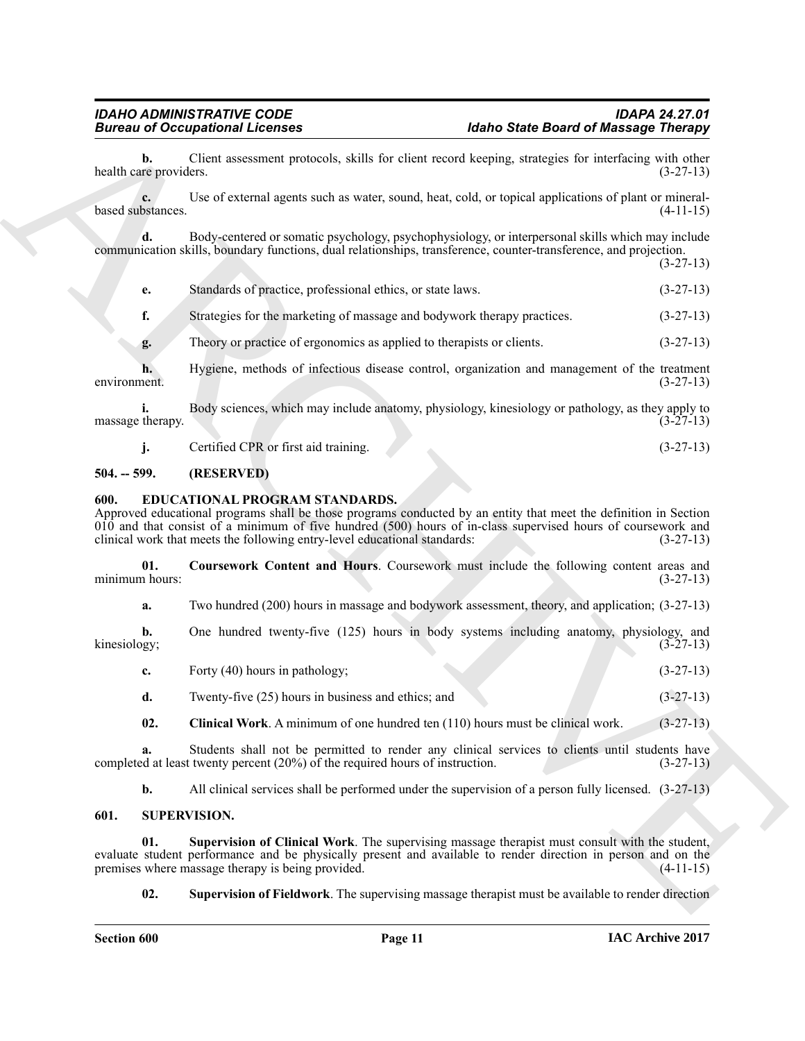**b.** Client assessment protocols, skills for client record keeping, strategies for interfacing with other health care providers. (3-27-13)

**c.** Use of external agents such as water, sound, heat, cold, or topical applications of plant or mineral-based substances. (4-11-15)

**d.** Body-centered or somatic psychology, psychophysiology, or interpersonal skills which may include communication skills, boundary functions, dual relationships, transference, counter-transference, and projection. (3-27-13)

**e.** Standards of practice, professional ethics, or state laws. (3-27-13)

**f.** Strategies for the marketing of massage and bodywork therapy practices. (3-27-13)

**g.** Theory or practice of ergonomics as applied to therapists or clients. (3-27-13)

**h.** Hygiene, methods of infectious disease control, organization and management of the treatment environment. (3-27-13)

**i.** Body sciences, which may include anatomy, physiology, kinesiology or pathology, as they apply to massage therapy. (3-27-13)

**j.** Certified CPR or first aid training. (3-27-13)

## 504. -- 599. (RESERVED)

## 600. EDUCATIONAL PROGRAM STANDARDS.

Approved educational programs shall be those programs conducted by an entity that meet the definition in Section 010 and that consist of a minimum of five hundred (500) hours of in-class supervised hours of coursework and clinical work that meets the following entry-level educational standards: (3-27-13)

**01. Coursework Content and Hours**. Coursework must include the following content areas and minimum hours: (3-27-13)

**a.** Two hundred (200) hours in massage and bodywork assessment, theory, and application; (3-27-13)

**b.** One hundred twenty-five (125) hours in body systems including anatomy, physiology, and kinesiology; (3-27-13)

**c.** Forty (40) hours in pathology; (3-27-13)

**d.** Twenty-five (25) hours in business and ethics; and (3-27-13)

**02. Clinical Work**. A minimum of one hundred ten (110) hours must be clinical work. (3-27-13)

**a.** Students shall not be permitted to render any clinical services to clients until students have completed at least twenty percent (20%) of the required hours of instruction. (3-27-13)

**b.** All clinical services shall be performed under the supervision of a person fully licensed. (3-27-13)

## 601. SUPERVISION.

**01. Supervision of Clinical Work**. The supervising massage therapist must consult with the student, evaluate student performance and be physically present and available to render direction in person and on the premises where massage therapy is being provided. (4-11-15)

**02. Supervision of Fieldwork**. The supervising massage therapist must be available to render direction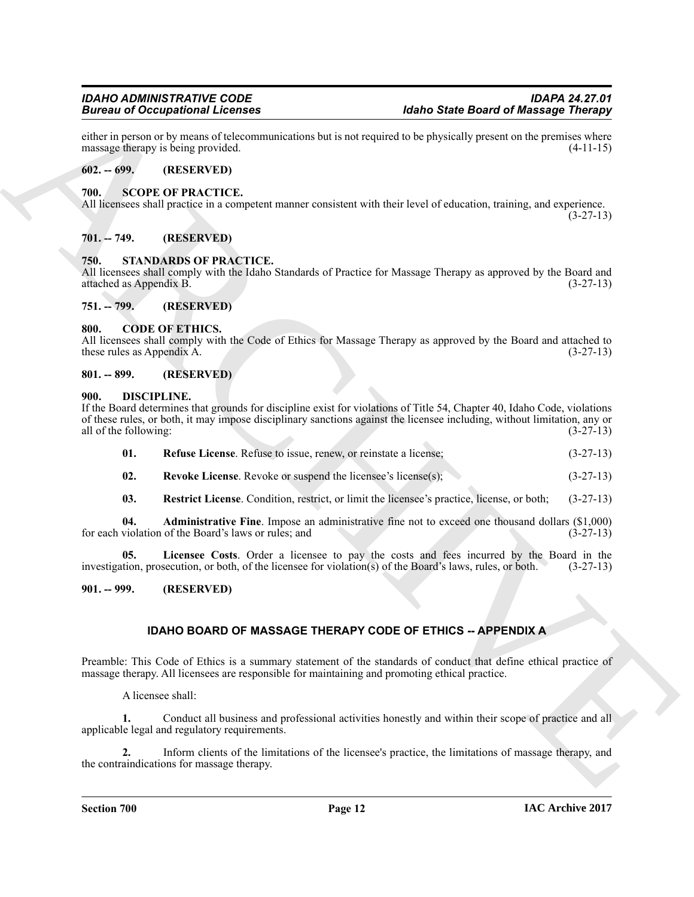either in person or by means of telecommunications but is not required to be physically present on the premises where massage therapy is being provided. (4-11-15)

## 602. -- 699. (RESERVED)

## 700. SCOPE OF PRACTICE.

All licensees shall practice in a competent manner consistent with their level of education, training, and experience. (3-27-13)

## 701. -- 749. (RESERVED)

## 750. STANDARDS OF PRACTICE.

All licensees shall comply with the Idaho Standards of Practice for Massage Therapy as approved by the Board and attached as Appendix B. (3-27-13)

## 751. -- 799. (RESERVED)

## 800. CODE OF ETHICS.

All licensees shall comply with the Code of Ethics for Massage Therapy as approved by the Board and attached to these rules as Appendix A. (3-27-13)

## 801. -- 899. (RESERVED)

## 900. DISCIPLINE.

If the Board determines that grounds for discipline exist for violations of Title 54, Chapter 40, Idaho Code, violations of these rules, or both, it may impose disciplinary sanctions against the licensee including, without limitation, any or all of the following: (3-27-13)

**01. Refuse License**. Refuse to issue, renew, or reinstate a license; (3-27-13)

**02. Revoke License**. Revoke or suspend the licensee's license(s); (3-27-13)

**03. Restrict License**. Condition, restrict, or limit the licensee's practice, license, or both; (3-27-13)

**04. Administrative Fine**. Impose an administrative fine not to exceed one thousand dollars ($1,000) for each violation of the Board's laws or rules; and (3-27-13)

**05. Licensee Costs**. Order a licensee to pay the costs and fees incurred by the Board in the investigation, prosecution, or both, of the licensee for violation(s) of the Board's laws, rules, or both. (3-27-13)

## 901. -- 999. (RESERVED)

# IDAHO BOARD OF MASSAGE THERAPY CODE OF ETHICS -- APPENDIX A

Preamble: This Code of Ethics is a summary statement of the standards of conduct that define ethical practice of massage therapy. All licensees are responsible for maintaining and promoting ethical practice.

A licensee shall:

**1.** Conduct all business and professional activities honestly and within their scope of practice and all applicable legal and regulatory requirements.

**2.** Inform clients of the limitations of the licensee's practice, the limitations of massage therapy, and the contraindications for massage therapy.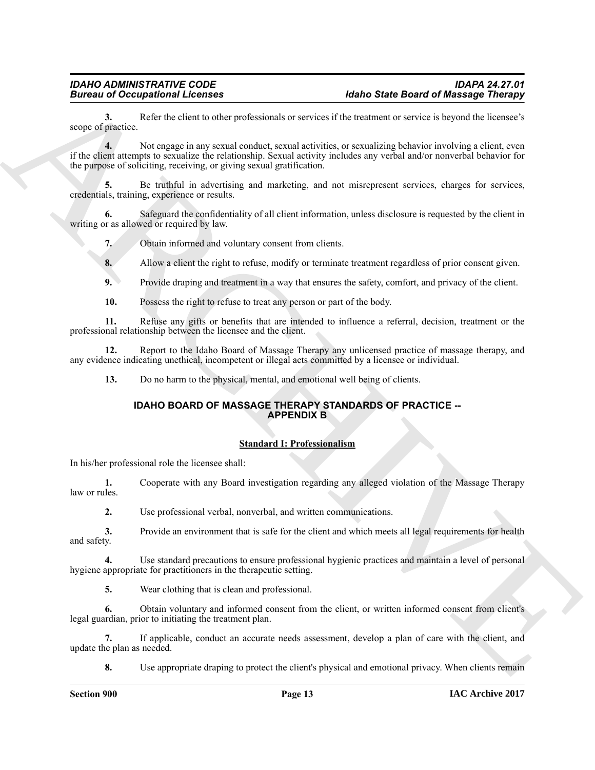**3.** Refer the client to other professionals or services if the treatment or service is beyond the licensee's scope of practice.

**4.** Not engage in any sexual conduct, sexual activities, or sexualizing behavior involving a client, even if the client attempts to sexualize the relationship. Sexual activity includes any verbal and/or nonverbal behavior for the purpose of soliciting, receiving, or giving sexual gratification.

**5.** Be truthful in advertising and marketing, and not misrepresent services, charges for services, credentials, training, experience or results.

**6.** Safeguard the confidentiality of all client information, unless disclosure is requested by the client in writing or as allowed or required by law.

**7.** Obtain informed and voluntary consent from clients.

**8.** Allow a client the right to refuse, modify or terminate treatment regardless of prior consent given.

**9.** Provide draping and treatment in a way that ensures the safety, comfort, and privacy of the client.

**10.** Possess the right to refuse to treat any person or part of the body.

**11.** Refuse any gifts or benefits that are intended to influence a referral, decision, treatment or the professional relationship between the licensee and the client.

**12.** Report to the Idaho Board of Massage Therapy any unlicensed practice of massage therapy, and any evidence indicating unethical, incompetent or illegal acts committed by a licensee or individual.

**13.** Do no harm to the physical, mental, and emotional well being of clients.

## IDAHO BOARD OF MASSAGE THERAPY STANDARDS OF PRACTICE -- APPENDIX B

### Standard I: Professionalism

In his/her professional role the licensee shall:

**1.** Cooperate with any Board investigation regarding any alleged violation of the Massage Therapy law or rules.

**2.** Use professional verbal, nonverbal, and written communications.

**3.** Provide an environment that is safe for the client and which meets all legal requirements for health and safety.

**4.** Use standard precautions to ensure professional hygienic practices and maintain a level of personal hygiene appropriate for practitioners in the therapeutic setting.

**5.** Wear clothing that is clean and professional.

**6.** Obtain voluntary and informed consent from the client, or written informed consent from client's legal guardian, prior to initiating the treatment plan.

**7.** If applicable, conduct an accurate needs assessment, develop a plan of care with the client, and update the plan as needed.

**8.** Use appropriate draping to protect the client's physical and emotional privacy. When clients remain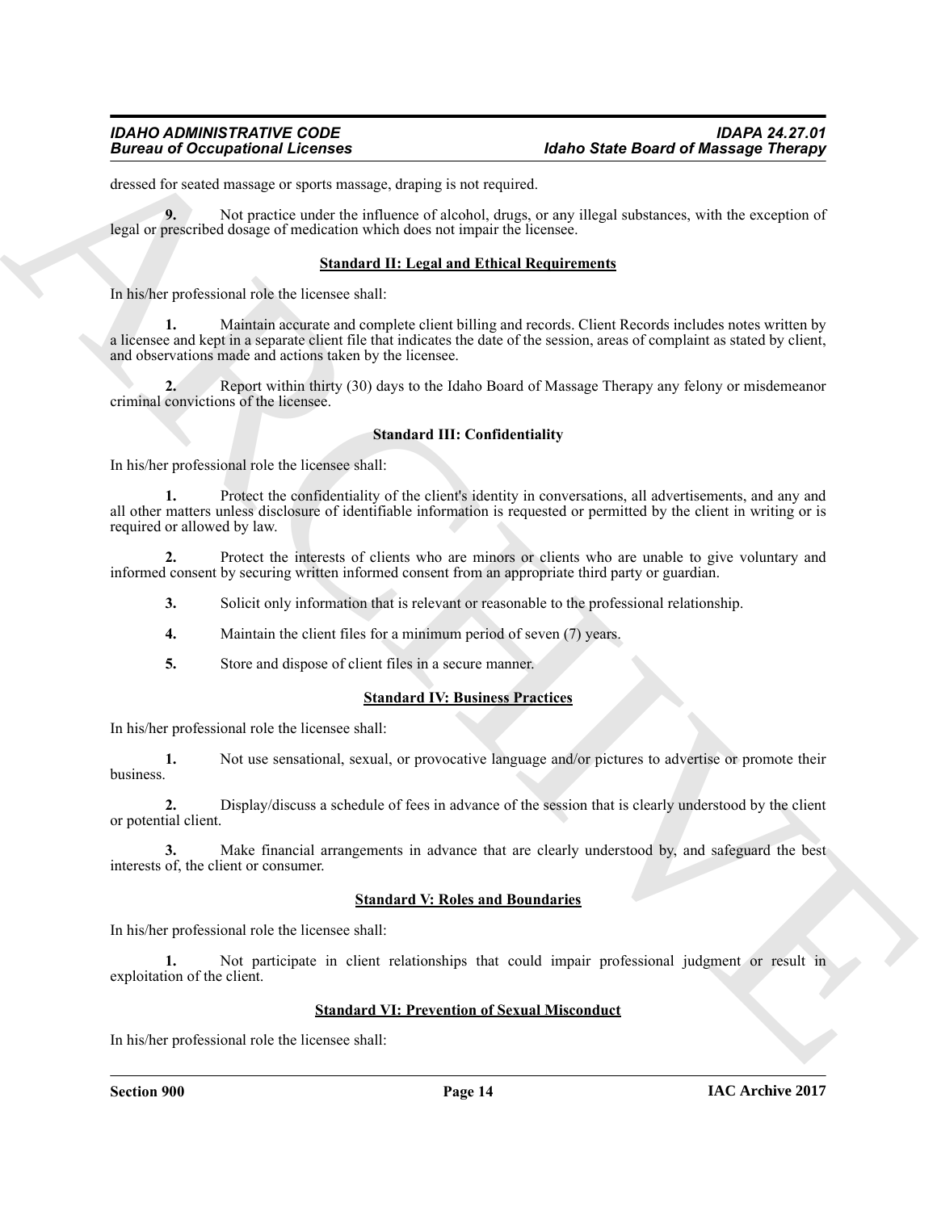dressed for seated massage or sports massage, draping is not required.

**9.** Not practice under the influence of alcohol, drugs, or any illegal substances, with the exception of legal or prescribed dosage of medication which does not impair the licensee.

### Standard II: Legal and Ethical Requirements

In his/her professional role the licensee shall:

**1.** Maintain accurate and complete client billing and records. Client Records includes notes written by a licensee and kept in a separate client file that indicates the date of the session, areas of complaint as stated by client, and observations made and actions taken by the licensee.

**2.** Report within thirty (30) days to the Idaho Board of Massage Therapy any felony or misdemeanor criminal convictions of the licensee.

### Standard III: Confidentiality

In his/her professional role the licensee shall:

**1.** Protect the confidentiality of the client's identity in conversations, all advertisements, and any and all other matters unless disclosure of identifiable information is requested or permitted by the client in writing or is required or allowed by law.

**2.** Protect the interests of clients who are minors or clients who are unable to give voluntary and informed consent by securing written informed consent from an appropriate third party or guardian.

**3.** Solicit only information that is relevant or reasonable to the professional relationship.

**4.** Maintain the client files for a minimum period of seven (7) years.

**5.** Store and dispose of client files in a secure manner.

### Standard IV: Business Practices

In his/her professional role the licensee shall:

**1.** Not use sensational, sexual, or provocative language and/or pictures to advertise or promote their business.

**2.** Display/discuss a schedule of fees in advance of the session that is clearly understood by the client or potential client.

**3.** Make financial arrangements in advance that are clearly understood by, and safeguard the best interests of, the client or consumer.

### Standard V: Roles and Boundaries

In his/her professional role the licensee shall:

**1.** Not participate in client relationships that could impair professional judgment or result in exploitation of the client.

### Standard VI: Prevention of Sexual Misconduct

In his/her professional role the licensee shall: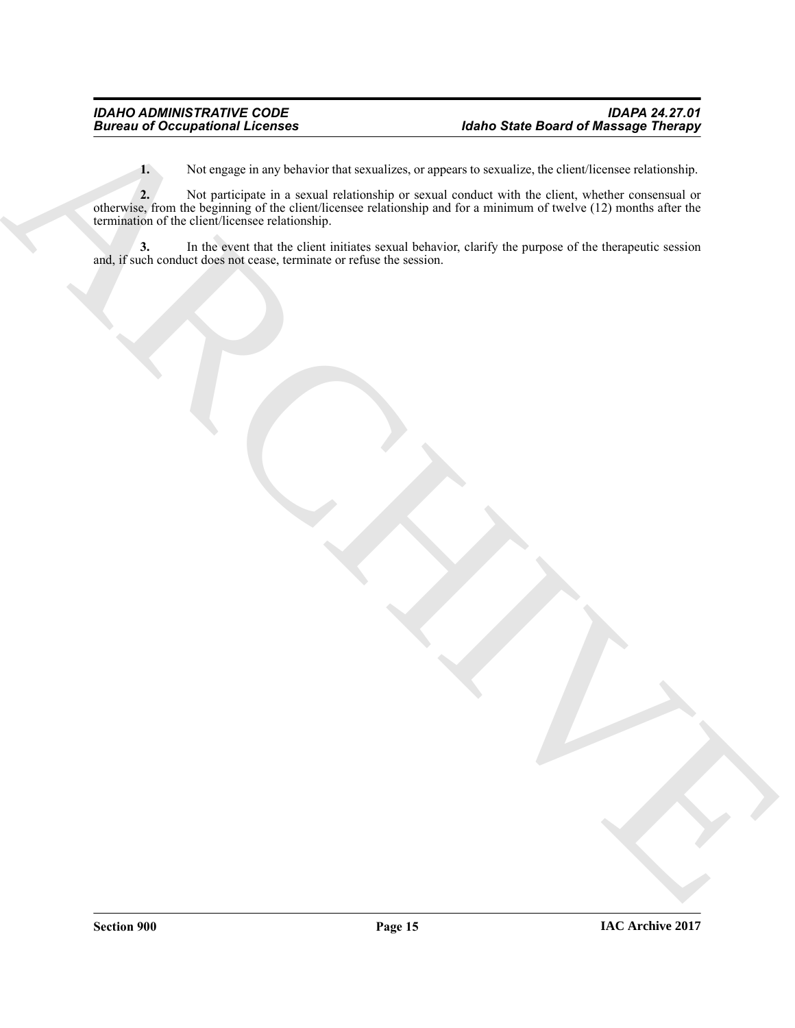**1.** Not engage in any behavior that sexualizes, or appears to sexualize, the client/licensee relationship.

**2.** Not participate in a sexual relationship or sexual conduct with the client, whether consensual or otherwise, from the beginning of the client/licensee relationship and for a minimum of twelve (12) months after the termination of the client/licensee relationship.

**3.** In the event that the client initiates sexual behavior, clarify the purpose of the therapeutic session and, if such conduct does not cease, terminate or refuse the session.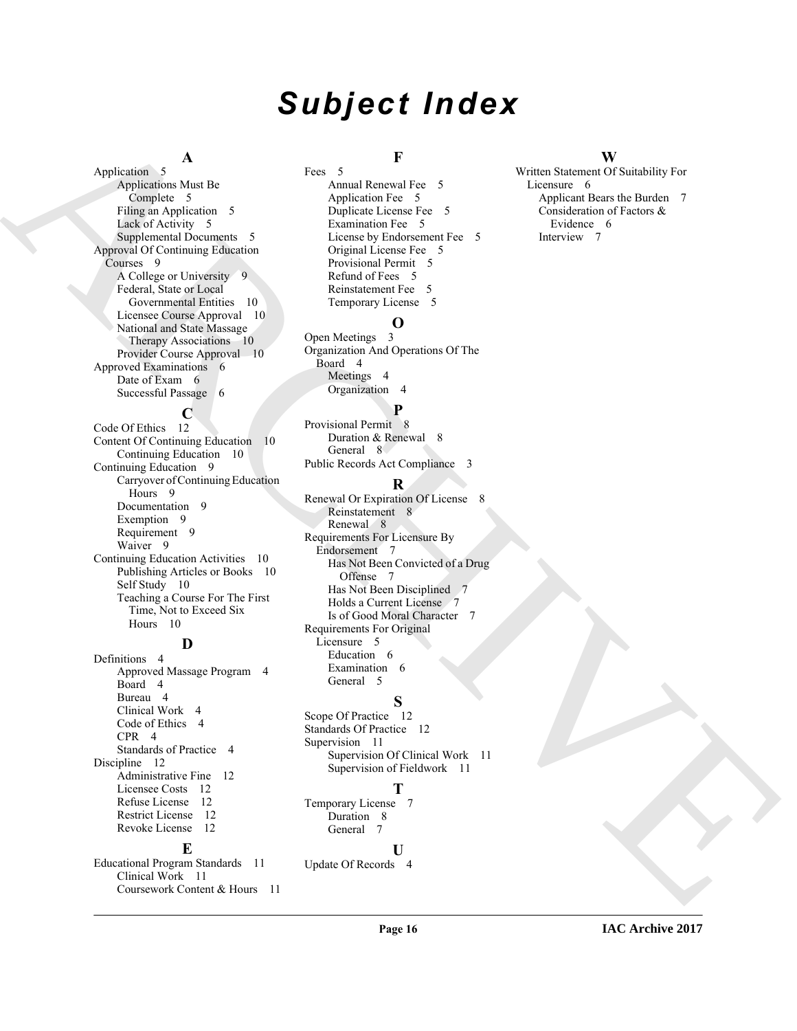# Subject Index

## A

Application 5
- Applications Must Be Complete 5
- Filing an Application 5
- Lack of Activity 5
- Supplemental Documents 5

Approval Of Continuing Education Courses 9
- A College or University 9
- Federal, State or Local Governmental Entities 10
- Licensee Course Approval 10
- National and State Massage Therapy Associations 10
- Provider Course Approval 10

Approved Examinations 6
- Date of Exam 6
- Successful Passage 6

## C

Code Of Ethics 12

Content Of Continuing Education 10
- Continuing Education 10

Continuing Education 9
- Carryover of Continuing Education Hours 9
- Documentation 9
- Exemption 9
- Requirement 9
- Waiver 9

Continuing Education Activities 10
- Publishing Articles or Books 10
- Self Study 10
- Teaching a Course For The First Time, Not to Exceed Six Hours 10

## D

Definitions 4
- Approved Massage Program 4
- Board 4
- Bureau 4
- Clinical Work 4
- Code of Ethics 4
- CPR 4
- Standards of Practice 4

Discipline 12
- Administrative Fine 12
- Licensee Costs 12
- Refuse License 12
- Restrict License 12
- Revoke License 12

## E

Educational Program Standards 11
- Clinical Work 11
- Coursework Content & Hours 11

## F

Fees 5
- Annual Renewal Fee 5
- Application Fee 5
- Duplicate License Fee 5
- Examination Fee 5
- License by Endorsement Fee 5
- Original License Fee 5
- Provisional Permit 5
- Refund of Fees 5
- Reinstatement Fee 5
- Temporary License 5

## O

Open Meetings 3

Organization And Operations Of The Board 4
- Meetings 4
- Organization 4

## P

Provisional Permit 8
- Duration & Renewal 8
- General 8

Public Records Act Compliance 3

## R

Renewal Or Expiration Of License 8
- Reinstatement 8
- Renewal 8

Requirements For Licensure By Endorsement 7
- Has Not Been Convicted of a Drug Offense 7
- Has Not Been Disciplined 7
- Holds a Current License 7
- Is of Good Moral Character 7

Requirements For Original Licensure 5
- Education 6
- Examination 6
- General 5

## S

Scope Of Practice 12

Standards Of Practice 12

Supervision 11
- Supervision Of Clinical Work 11
- Supervision of Fieldwork 11

## T

Temporary License 7
- Duration 8
- General 7

## U

Update Of Records 4

## W

Written Statement Of Suitability For Licensure 6
- Applicant Bears the Burden 7
- Consideration of Factors & Evidence 6
- Interview 7